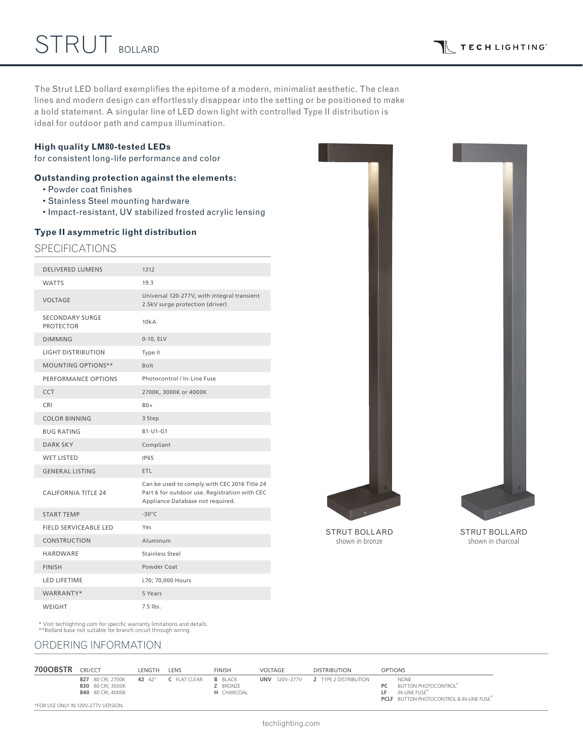# STRUT BOLLARD

The Strut LED bollard exemplifies the epitome of a modern, minimalist aesthetic. The clean lines and modern design can effortlessly disappear into the setting or be positioned to make a bold statement. A singular line of LED down light with controlled Type II distribution is ideal for outdoor path and campus illumination.

**High quality LM80-tested LEDs**
for consistent long-life performance and color

**Outstanding protection against the elements:**

- Powder coat finishes
- Stainless Steel mounting hardware
- Impact-resistant, UV stabilized frosted acrylic lensing

**Type II asymmetric light distribution**

## SPECIFICATIONS

| | |
|---|---|
| DELIVERED LUMENS | 1312 |
| WATTS | 19.3 |
| VOLTAGE | Universal 120-277V, with integral transient 2.5kV surge protection (driver) |
| SECONDARY SURGE PROTECTOR | 10kA |
| DIMMING | 0-10, ELV |
| LIGHT DISTRIBUTION | Type II |
| MOUNTING OPTIONS** | Bolt |
| PERFORMANCE OPTIONS | Photocontrol / In-Line Fuse |
| CCT | 2700K, 3000K or 4000K |
| CRI | 80+ |
| COLOR BINNING | 3 Step |
| BUG RATING | B1-U1-G1 |
| DARK SKY | Compliant |
| WET LISTED | IP65 |
| GENERAL LISTING | ETL |
| CALIFORNIA TITLE 24 | Can be used to comply with CEC 2016 Title 24 Part 6 for outdoor use. Registration with CEC Appliance Database not required. |
| START TEMP | -30°C |
| FIELD SERVICEABLE LED | Yes |
| CONSTRUCTION | Aluminum |
| HARDWARE | Stainless Steel |
| FINISH | Powder Coat |
| LED LIFETIME | L70; 70,000 Hours |
| WARRANTY* | 5 Years |
| WEIGHT | 7.5 lbs. |

\* Visit techlighting.com for specific warranty limitations and details.
\*\*Bollard base not suitable for branch circuit through wiring.

STRUT BOLLARD
shown in bronze

STRUT BOLLARD
shown in charcoal

## ORDERING INFORMATION

| 700OBSTR | CRI/CCT | LENGTH | LENS | FINISH | VOLTAGE | DISTRIBUTION | OPTIONS |
|---|---|---|---|---|---|---|---|
| | **827** 80 CRI, 2700K<br>**830** 80 CRI, 3000K<br>**840** 80 CRI, 4000K | **42** 42" | **C** FLAT CLEAR | **B** BLACK<br>**Z** BRONZE<br>**H** CHARCOAL | **UNV** 120V–277V | **2** TYPE 2 DISTRIBUTION | NONE<br>**PC** BUTTON PHOTOCONTROL*<br>**LF** IN-LINE FUSE*<br>**PCLF** BUTTON PHOTOCONTROL & IN-LINE FUSE* |

*FOR USE ONLY IN 120V-277V VERSION.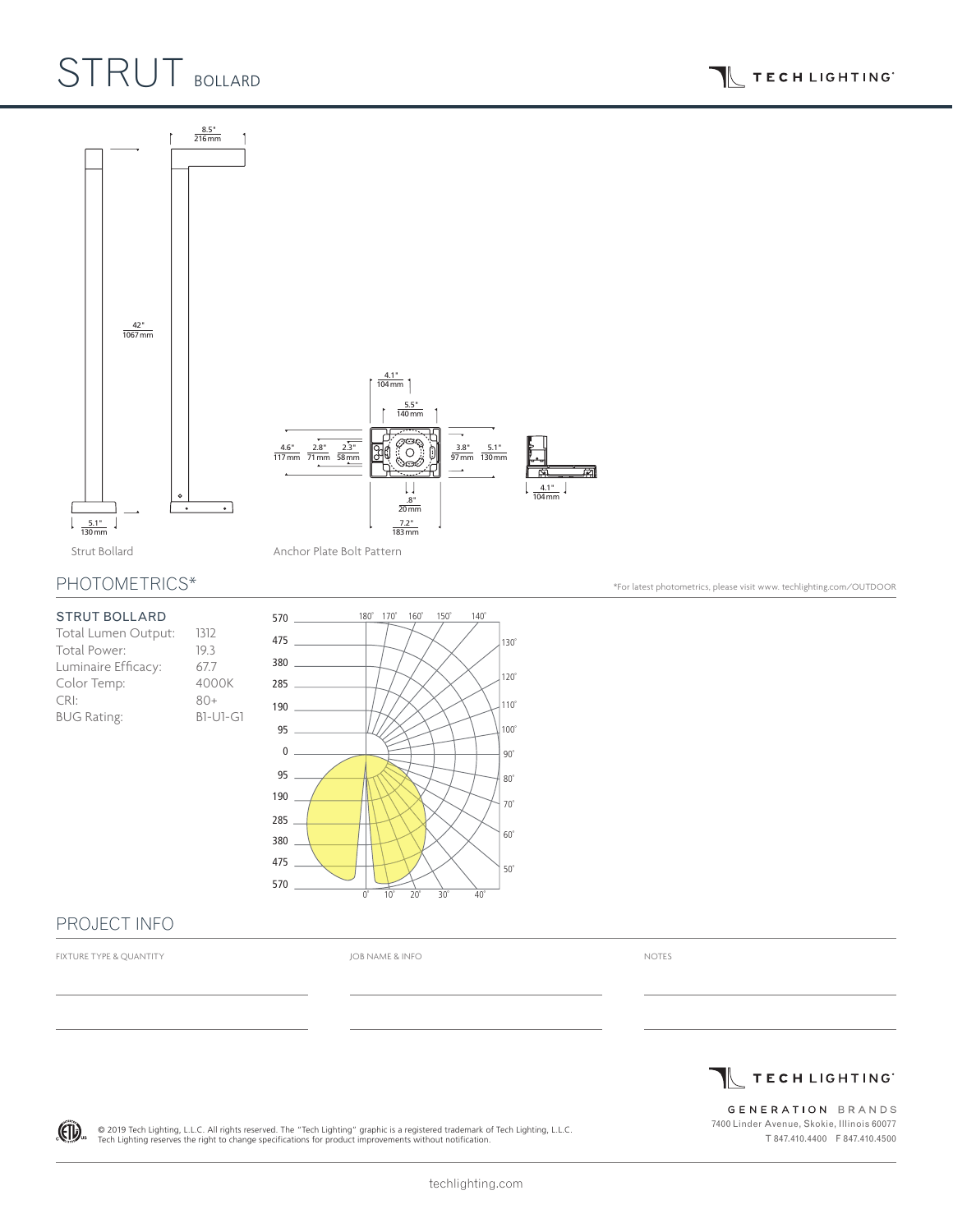# STRUT BOLLARD

8.5"
216 mm

42"
1067 mm

5.1"
130 mm

Strut Bollard

4.1"
104 mm

5.5"
140 mm

4.6"
117 mm

2.8"
71 mm

2.3"
58 mm

3.8"
97 mm

5.1"
130 mm

.8"
20 mm

7.2"
183 mm

4.1"
104 mm

Anchor Plate Bolt Pattern

## PHOTOMETRICS*

*For latest photometrics, please visit www. techlighting.com/OUTDOOR

### STRUT BOLLARD

| | |
|---|---|
| Total Lumen Output: | 1312 |
| Total Power: | 19.3 |
| Luminaire Efficacy: | 67.7 |
| Color Temp: | 4000K |
| CRI: | 80+ |
| BUG Rating: | B1-U1-G1 |

570
475
380
285
190
95
0
95
190
285
380
475
570

180° 170° 160° 150° 140°
130°
120°
110°
100°
90°
80°
70°
60°
50°
0° 10° 20° 30° 40°

## PROJECT INFO

FIXTURE TYPE & QUANTITY

JOB NAME & INFO

NOTES

TECH LIGHTING

GENERATION BRANDS
7400 Linder Avenue, Skokie, Illinois 60077
T 847.410.4400 F 847.410.4500

© 2019 Tech Lighting, L.L.C. All rights reserved. The "Tech Lighting" graphic is a registered trademark of Tech Lighting, L.L.C.
Tech Lighting reserves the right to change specifications for product improvements without notification.

techlighting.com